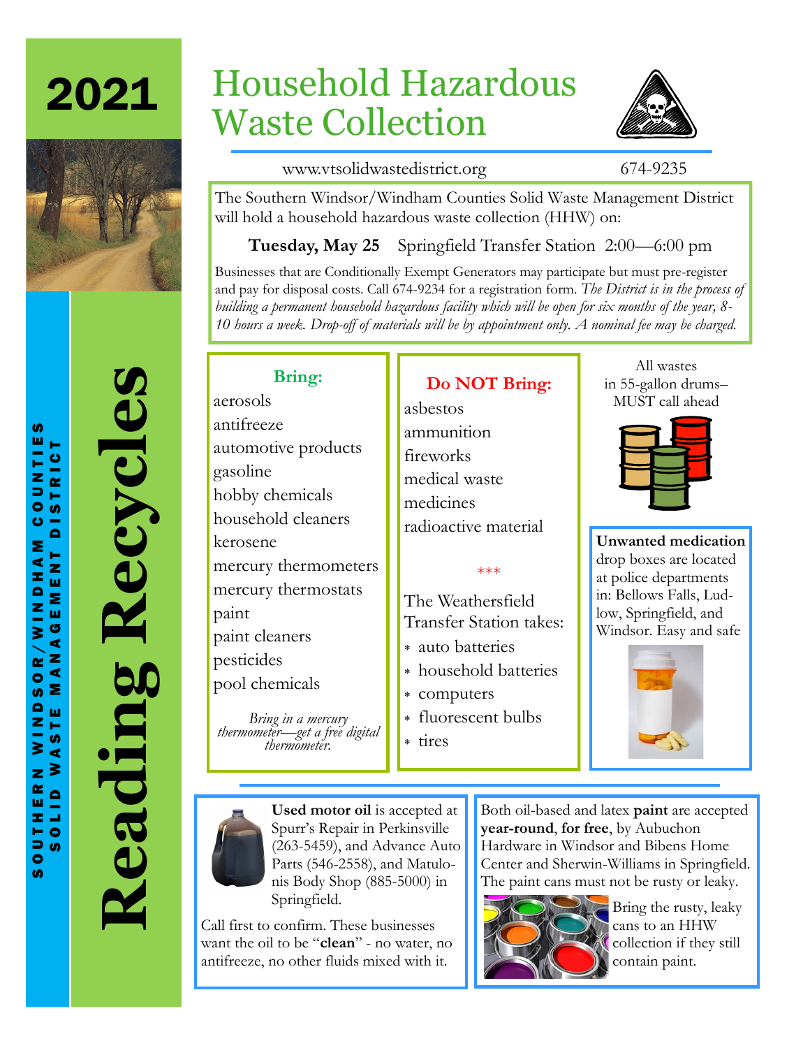# 2021

# Household Hazardous Waste Collection

www.vtsolidwastedistrict.org 674-9235

**Reading Recycles**

SOUTHERN WINDSOR/WINDHAM COUNTIES SOLID WASTE MANAGEMENT DISTRICT

The Southern Windsor/Windham Counties Solid Waste Management District will hold a household hazardous waste collection (HHW) on:

**Tuesday, May 25** Springfield Transfer Station 2:00—6:00 pm

Businesses that are Conditionally Exempt Generators may participate but must pre-register and pay for disposal costs. Call 674-9234 for a registration form. *The District is in the process of building a permanent household hazardous facility which will be open for six months of the year, 8-10 hours a week. Drop-off of materials will be by appointment only. A nominal fee may be charged.*

## Bring:

aerosols
antifreeze
automotive products
gasoline
hobby chemicals
household cleaners
kerosene
mercury thermometers
mercury thermostats
paint
paint cleaners
pesticides
pool chemicals

*Bring in a mercury thermometer—get a free digital thermometer.*

## Do NOT Bring:

asbestos
ammunition
fireworks
medical waste
medicines
radioactive material

***

The Weathersfield Transfer Station takes:

* auto batteries
* household batteries
* computers
* fluorescent bulbs
* tires

All wastes in 55-gallon drums– MUST call ahead

**Unwanted medication** drop boxes are located at police departments in: Bellows Falls, Ludlow, Springfield, and Windsor. Easy and safe

**Used motor oil** is accepted at Spurr's Repair in Perkinsville (263-5459), and Advance Auto Parts (546-2558), and Matulonis Body Shop (885-5000) in Springfield.

Call first to confirm. These businesses want the oil to be "**clean**" - no water, no antifreeze, no other fluids mixed with it.

Both oil-based and latex **paint** are accepted **year-round**, **for free**, by Aubuchon Hardware in Windsor and Bibens Home Center and Sherwin-Williams in Springfield. The paint cans must not be rusty or leaky.

Bring the rusty, leaky cans to an HHW collection if they still contain paint.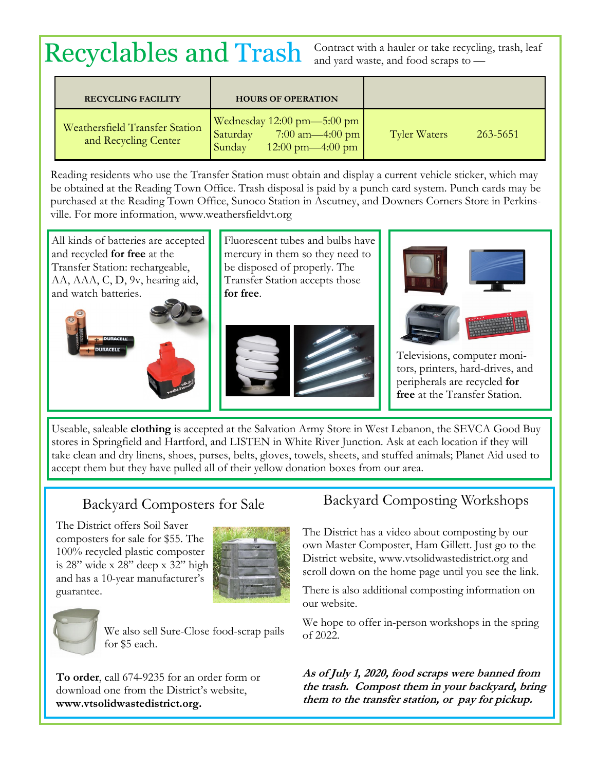# Recyclables and Trash

Contract with a hauler or take recycling, trash, leaf and yard waste, and food scraps to —

| RECYCLING FACILITY | HOURS OF OPERATION | |
|---|---|---|
| Weathersfield Transfer Station and Recycling Center | Wednesday 12:00 pm—5:00 pm<br>Saturday 7:00 am—4:00 pm<br>Sunday 12:00 pm—4:00 pm | Tyler Waters 263-5651 |

Reading residents who use the Transfer Station must obtain and display a current vehicle sticker, which may be obtained at the Reading Town Office. Trash disposal is paid by a punch card system. Punch cards may be purchased at the Reading Town Office, Sunoco Station in Ascutney, and Downers Corners Store in Perkinsville. For more information, www.weathersfieldvt.org

All kinds of batteries are accepted and recycled **for free** at the Transfer Station: rechargeable, AA, AAA, C, D, 9v, hearing aid, and watch batteries.

Fluorescent tubes and bulbs have mercury in them so they need to be disposed of properly. The Transfer Station accepts those **for free**.

Televisions, computer monitors, printers, hard-drives, and peripherals are recycled **for free** at the Transfer Station.

Useable, saleable **clothing** is accepted at the Salvation Army Store in West Lebanon, the SEVCA Good Buy stores in Springfield and Hartford, and LISTEN in White River Junction. Ask at each location if they will take clean and dry linens, shoes, purses, belts, gloves, towels, sheets, and stuffed animals; Planet Aid used to accept them but they have pulled all of their yellow donation boxes from our area.

## Backyard Composters for Sale

The District offers Soil Saver composters for sale for $55. The 100% recycled plastic composter is 28" wide x 28" deep x 32" high and has a 10-year manufacturer's guarantee.

We also sell Sure-Close food-scrap pails for $5 each.

**To order**, call 674-9235 for an order form or download one from the District's website, **www.vtsolidwastedistrict.org.**

## Backyard Composting Workshops

The District has a video about composting by our own Master Composter, Ham Gillett. Just go to the District website, www.vtsolidwastedistrict.org and scroll down on the home page until you see the link.

There is also additional composting information on our website.

We hope to offer in-person workshops in the spring of 2022.

***As of July 1, 2020, food scraps were banned from the trash. Compost them in your backyard, bring them to the transfer station, or pay for pickup.***